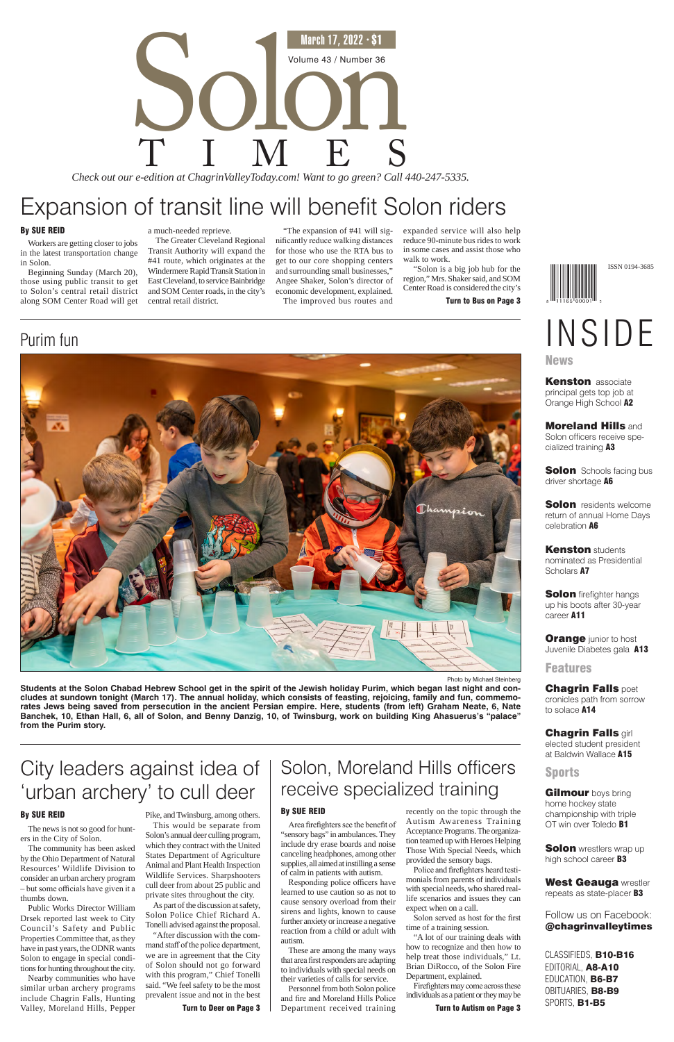# Solon TIMES

March 17, 2022 · $1

Volume 43 / Number 36

*Check out our e-edition at ChagrinValleyToday.com! Want to go green? Call 440-247-5335.*

## Expansion of transit line will benefit Solon riders

**By SUE REID**

Workers are getting closer to jobs in the latest transportation change in Solon.

Beginning Sunday (March 20), those using public transit to get to Solon's central retail district along SOM Center Road will get a much-needed reprieve.

The Greater Cleveland Regional Transit Authority will expand the #41 route, which originates at the Windermere Rapid Transit Station in East Cleveland, to service Bainbridge and SOM Center roads, in the city's central retail district.

"The expansion of #41 will significantly reduce walking distances for those who use the RTA bus to get to our core shopping centers and surrounding small businesses," Angee Shaker, Solon's director of economic development, explained.

The improved bus routes and expanded service will also help reduce 90-minute bus rides to work in some cases and assist those who walk to work.

"Solon is a big job hub for the region," Mrs. Shaker said, and SOM Center Road is considered the city's

**Turn to Bus on Page 3**

ISSN 0194-3685

## Purim fun

Photo by Michael Steinberg

**Students at the Solon Chabad Hebrew School get in the spirit of the Jewish holiday Purim, which began last night and concludes at sundown tonight (March 17). The annual holiday, which consists of feasting, rejoicing, family and fun, commemorates Jews being saved from persecution in the ancient Persian empire. Here, students (from left) Graham Neate, 6, Nate Banchek, 10, Ethan Hall, 6, all of Solon, and Benny Danzig, 10, of Twinsburg, work on building King Ahasuerus's "palace" from the Purim story.**

## City leaders against idea of 'urban archery' to cull deer

**By SUE REID**

The news is not so good for hunters in the City of Solon.

The community has been asked by the Ohio Department of Natural Resources' Wildlife Division to consider an urban archery program – but some officials have given it a thumbs down.

Public Works Director William Drsek reported last week to City Council's Safety and Public Properties Committee that, as they have in past years, the ODNR wants Solon to engage in special conditions for hunting throughout the city.

Nearby communities who have similar urban archery programs include Chagrin Falls, Hunting Valley, Moreland Hills, Pepper Pike, and Twinsburg, among others.

This would be separate from Solon's annual deer culling program, which they contract with the United States Department of Agriculture Animal and Plant Health Inspection Wildlife Services. Sharpshooters cull deer from about 25 public and private sites throughout the city.

As part of the discussion at safety, Solon Police Chief Richard A. Tonelli advised against the proposal.

"After discussion with the command staff of the police department, we are in agreement that the City of Solon should not go forward with this program," Chief Tonelli said. "We feel safety to be the most prevalent issue and not in the best

**Turn to Deer on Page 3**

## Solon, Moreland Hills officers receive specialized training

**By SUE REID**

Area firefighters see the benefit of "sensory bags" in ambulances. They include dry erase boards and noise canceling headphones, among other supplies, all aimed at instilling a sense of calm in patients with autism.

Responding police officers have learned to use caution so as not to cause sensory overload from their sirens and lights, known to cause further anxiety or increase a negative reaction from a child or adult with autism.

These are among the many ways that area first responders are adapting to individuals with special needs on their varieties of calls for service.

Personnel from both Solon police and fire and Moreland Hills Police Department received training recently on the topic through the Autism Awareness Training Acceptance Programs. The organization teamed up with Heroes Helping Those With Special Needs, which provided the sensory bags.

Police and firefighters heard testimonials from parents of individuals with special needs, who shared real-life scenarios and issues they can expect when on a call.

Solon served as host for the first time of a training session.

"A lot of our training deals with how to recognize and then how to help treat those individuals," Lt. Brian DiRocco, of the Solon Fire Department, explained.

Firefighters may come across these individuals as a patient or they may be

**Turn to Autism on Page 3**

## INSIDE

### News

**Kenston** associate principal gets top job at Orange High School **A2**

**Moreland Hills** and Solon officers receive specialized training **A3**

**Solon** Schools facing bus driver shortage **A6**

**Solon** residents welcome return of annual Home Days celebration **A6**

**Kenston** students nominated as Presidential Scholars **A7**

**Solon** firefighter hangs up his boots after 30-year career **A11**

**Orange** junior to host Juvenile Diabetes gala **A13**

### Features

**Chagrin Falls** poet cronicles path from sorrow to solace **A14**

**Chagrin Falls** girl elected student president at Baldwin Wallace **A15**

### Sports

**Gilmour** boys bring home hockey state championship with triple OT win over Toledo **B1**

**Solon** wrestlers wrap up high school career **B3**

**West Geauga** wrestler repeats as state-placer **B3**

Follow us on Facebook: **@chagrinvalleytimes**

CLASSIFIEDS, **B10-B16**
EDITORIAL, **A8-A10**
EDUCATION, **B6-B7**
OBITUARIES, **B8-B9**
SPORTS, **B1-B5**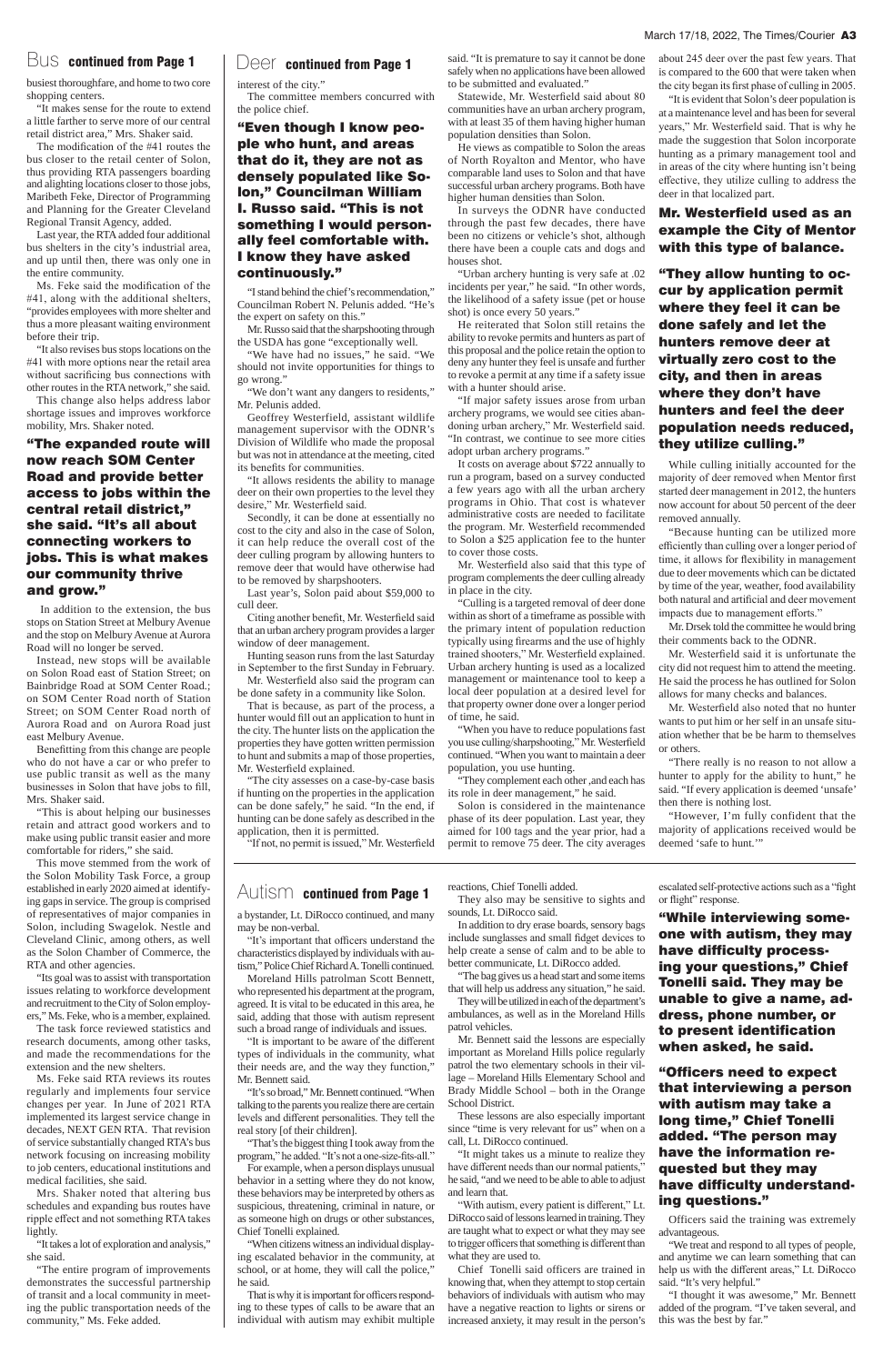## Bus continued from Page 1

busiest thoroughfare, and home to two core shopping centers.

"It makes sense for the route to extend a little farther to serve more of our central retail district area," Mrs. Shaker said.

The modification of the #41 routes the bus closer to the retail center of Solon, thus providing RTA passengers boarding and alighting locations closer to those jobs, Maribeth Feke, Director of Programming and Planning for the Greater Cleveland Regional Transit Agency, added.

Last year, the RTA added four additional bus shelters in the city's industrial area, and up until then, there was only one in the entire community.

Ms. Feke said the modification of the #41, along with the additional shelters, "provides employees with more shelter and thus a more pleasant waiting environment before their trip.

"It also revises bus stops locations on the #41 with more options near the retail area without sacrificing bus connections with other routes in the RTA network," she said.

This change also helps address labor shortage issues and improves workforce mobility, Mrs. Shaker noted.

**"The expanded route will now reach SOM Center Road and provide better access to jobs within the central retail district," she said. "It's all about connecting workers to jobs. This is what makes our community thrive and grow."**

In addition to the extension, the bus stops on Station Street at Melbury Avenue and the stop on Melbury Avenue at Aurora Road will no longer be served.

Instead, new stops will be available on Solon Road east of Station Street; on Bainbridge Road at SOM Center Road.; on SOM Center Road north of Station Street; on SOM Center Road north of Aurora Road and on Aurora Road just east Melbury Avenue.

Benefitting from this change are people who do not have a car or who prefer to use public transit as well as the many businesses in Solon that have jobs to fill, Mrs. Shaker said.

"This is about helping our businesses retain and attract good workers and to make using public transit easier and more comfortable for riders," she said.

This move stemmed from the work of the Solon Mobility Task Force, a group established in early 2020 aimed at identifying gaps in service. The group is comprised of representatives of major companies in Solon, including Swagelok. Nestle and Cleveland Clinic, among others, as well as the Solon Chamber of Commerce, the RTA and other agencies.

"Its goal was to assist with transportation issues relating to workforce development and recruitment to the City of Solon employers," Ms. Feke, who is a member, explained.

The task force reviewed statistics and research documents, among other tasks, and made the recommendations for the extension and the new shelters.

Ms. Feke said RTA reviews its routes regularly and implements four service changes per year. In June of 2021 RTA implemented its largest service change in decades, NEXT GEN RTA. That revision of service substantially changed RTA's bus network focusing on increasing mobility to job centers, educational institutions and medical facilities, she said.

Mrs. Shaker noted that altering bus schedules and expanding bus routes have ripple effect and not something RTA takes lightly.

"It takes a lot of exploration and analysis," she said.

"The entire program of improvements demonstrates the successful partnership of transit and a local community in meeting the public transportation needs of the community," Ms. Feke added.

## Deer continued from Page 1

interest of the city."

The committee members concurred with the police chief.

**"Even though I know people who hunt, and areas that do it, they are not as densely populated like Solon," Councilman William I. Russo said. "This is not something I would personally feel comfortable with. I know they have asked continuously."**

"I stand behind the chief's recommendation," Councilman Robert N. Pelunis added. "He's the expert on safety on this."

Mr. Russo said that the sharpshooting through the USDA has gone "exceptionally well.

"We have had no issues," he said. "We should not invite opportunities for things to go wrong."

"We don't want any dangers to residents," Mr. Pelunis added.

Geoffrey Westerfield, assistant wildlife management supervisor with the ODNR's Division of Wildlife who made the proposal but was not in attendance at the meeting, cited its benefits for communities.

"It allows residents the ability to manage deer on their own properties to the level they desire," Mr. Westerfield said.

Secondly, it can be done at essentially no cost to the city and also in the case of Solon, it can help reduce the overall cost of the deer culling program by allowing hunters to remove deer that would have otherwise had to be removed by sharpshooters.

Last year's, Solon paid about $59,000 to cull deer.

Citing another benefit, Mr. Westerfield said that an urban archery program provides a larger window of deer management.

Hunting season runs from the last Saturday in September to the first Sunday in February.

Mr. Westerfield also said the program can be done safely in a community like Solon.

That is because, as part of the process, a hunter would fill out an application to hunt in the city. The hunter lists on the application the properties they have gotten written permission to hunt and submits a map of those properties, Mr. Westerfield explained.

"The city assesses on a case-by-case basis if hunting on the properties in the application can be done safely," he said. "In the end, if hunting can be done safely as described in the application, then it is permitted.

"If not, no permit is issued," Mr. Westerfield said. "It is premature to say it cannot be done safely when no applications have been allowed to be submitted and evaluated."

Statewide, Mr. Westerfield said about 80 communities have an urban archery program, with at least 35 of them having higher human population densities than Solon.

He views as compatible to Solon the areas of North Royalton and Mentor, who have comparable land uses to Solon and that have successful urban archery programs. Both have higher human densities than Solon.

In surveys the ODNR have conducted through the past few decades, there have been no citizens or vehicle's shot, although there have been a couple cats and dogs and houses shot.

"Urban archery hunting is very safe at .02 incidents per year," he said. "In other words, the likelihood of a safety issue (pet or house shot) is once every 50 years."

He reiterated that Solon still retains the ability to revoke permits and hunters as part of this proposal and the police retain the option to deny any hunter they feel is unsafe and further to revoke a permit at any time if a safety issue with a hunter should arise.

"If major safety issues arose from urban archery programs, we would see cities abandoning urban archery," Mr. Westerfield said. "In contrast, we continue to see more cities adopt urban archery programs."

It costs on average about $722 annually to run a program, based on a survey conducted a few years ago with all the urban archery programs in Ohio. That cost is whatever administrative costs are needed to facilitate the program. Mr. Westerfield recommended to Solon a $25 application fee to the hunter to cover those costs.

Mr. Westerfield also said that this type of program complements the deer culling already in place in the city.

"Culling is a targeted removal of deer done within as short of a timeframe as possible with the primary intent of population reduction typically using firearms and the use of highly trained shooters," Mr. Westerfield explained. Urban archery hunting is used as a localized management or maintenance tool to keep a local deer population at a desired level for that property owner done over a longer period of time, he said.

"When you have to reduce populations fast you use culling/sharpshooting," Mr. Westerfield continued. "When you want to maintain a deer population, you use hunting.

"They complement each other ,and each has its role in deer management," he said.

Solon is considered in the maintenance phase of its deer population. Last year, they aimed for 100 tags and the year prior, had a permit to remove 75 deer. The city averages about 245 deer over the past few years. That is compared to the 600 that were taken when the city began its first phase of culling in 2005.

"It is evident that Solon's deer population is at a maintenance level and has been for several years," Mr. Westerfield said. That is why he made the suggestion that Solon incorporate hunting as a primary management tool and in areas of the city where hunting isn't being effective, they utilize culling to address the deer in that localized part.

**Mr. Westerfield used as an example the City of Mentor with this type of balance.**

**"They allow hunting to occur by application permit where they feel it can be done safely and let the hunters remove deer at virtually zero cost to the city, and then in areas where they don't have hunters and feel the deer population needs reduced, they utilize culling."**

While culling initially accounted for the majority of deer removed when Mentor first started deer management in 2012, the hunters now account for about 50 percent of the deer removed annually.

"Because hunting can be utilized more efficiently than culling over a longer period of time, it allows for flexibility in management due to deer movements which can be dictated by the time of the year, weather, food availability both natural and artificial and deer movement impacts due to management efforts."

Mr. Drsek told the committee he would bring their comments back to the ODNR.

Mr. Westerfield said it is unfortunate the city did not request him to attend the meeting. He said the process he has outlined for Solon allows for many checks and balances.

Mr. Westerfield also noted that no hunter wants to put him or her self in an unsafe situation whether that be harm to themselves or others.

"There really is no reason to not allow a hunter to apply for the ability to hunt," he said. "If every application is deemed 'unsafe' then there is nothing lost.

"However, I'm fully confident that the majority of applications received would be deemed 'safe to hunt.'"

## Autism continued from Page 1

a bystander, Lt. DiRocco continued, and many may be non-verbal.

"It's important that officers understand the characteristics displayed by individuals with autism," Police Chief Richard A. Tonelli continued.

Moreland Hills patrolman Scott Bennett, who represented his department at the program, agreed. It is vital to be educated in this area, he said, adding that those with autism represent such a broad range of individuals and issues.

"It is important to be aware of the different types of individuals in the community, and their needs are, and the way they function," Mr. Bennett said.

"It's so broad," Mr. Bennett continued. "When talking to the parents you realize there are certain levels and different personalities. They tell the real story [of their children].

"That's the biggest thing I took away from the program," he added. "It's not a one-size-fits-all."

For example, when a person displays unusual behavior in a setting where they do not know, these behaviors may be interpreted by others as suspicious, threatening, criminal in nature, or as someone high on drugs or other substances, Chief Tonelli explained.

"When citizens witness an individual displaying escalated behavior in the community, at school, or at home, they will call the police," he said.

That is why it is important for officers responding to these types of calls to be aware that an individual with autism may exhibit multiple reactions, Chief Tonelli added.

They also may be sensitive to sights and sounds, Lt. DiRocco said.

In addition to dry erase boards, sensory bags include sunglasses and small fidget devices to help create a sense of calm and to be able to better communicate, Lt. DiRocco added.

"The bag gives us a head start and some items that will help us address any situation," he said.

They will be utilized in each of the department's ambulances, as well as in the Moreland Hills patrol vehicles.

Mr. Bennett said the lessons are especially important as Moreland Hills police regularly patrol the two elementary schools in their village – Moreland Hills Elementary School and Brady Middle School – both in the Orange School District.

These lessons are also especially important since "time is very relevant for us" when on a call, Lt. DiRocco continued.

"It might takes us a minute to realize they have different needs than our normal patients," he said, "and we need to be able to able to adjust and learn that.

"With autism, every patient is different," Lt. DiRocco said of lessons learned in training. They are taught what to expect or what they may see to trigger officers that something is different than what they are used to.

Chief Tonelli said officers are trained in knowing that, when they attempt to stop certain behaviors of individuals with autism who may have a negative reaction to lights or sirens or increased anxiety, it may result in the person's escalated self-protective actions such as a "fight or flight" response.

**"While interviewing someone with autism, they may have difficulty processing your questions," Chief Tonelli said. They may be unable to give a name, address, phone number, or to present identification when asked, he said.**

**"Officers need to expect that interviewing a person with autism may take a long time," Chief Tonelli added. "The person may have the information requested but they may have difficulty understanding questions."**

Officers said the training was extremely advantageous.

"We treat and respond to all types of people, and anytime we can learn something that can help us with the different areas," Lt. DiRocco said. "It's very helpful."

"I thought it was awesome," Mr. Bennett added of the program. "I've taken several, and this was the best by far."